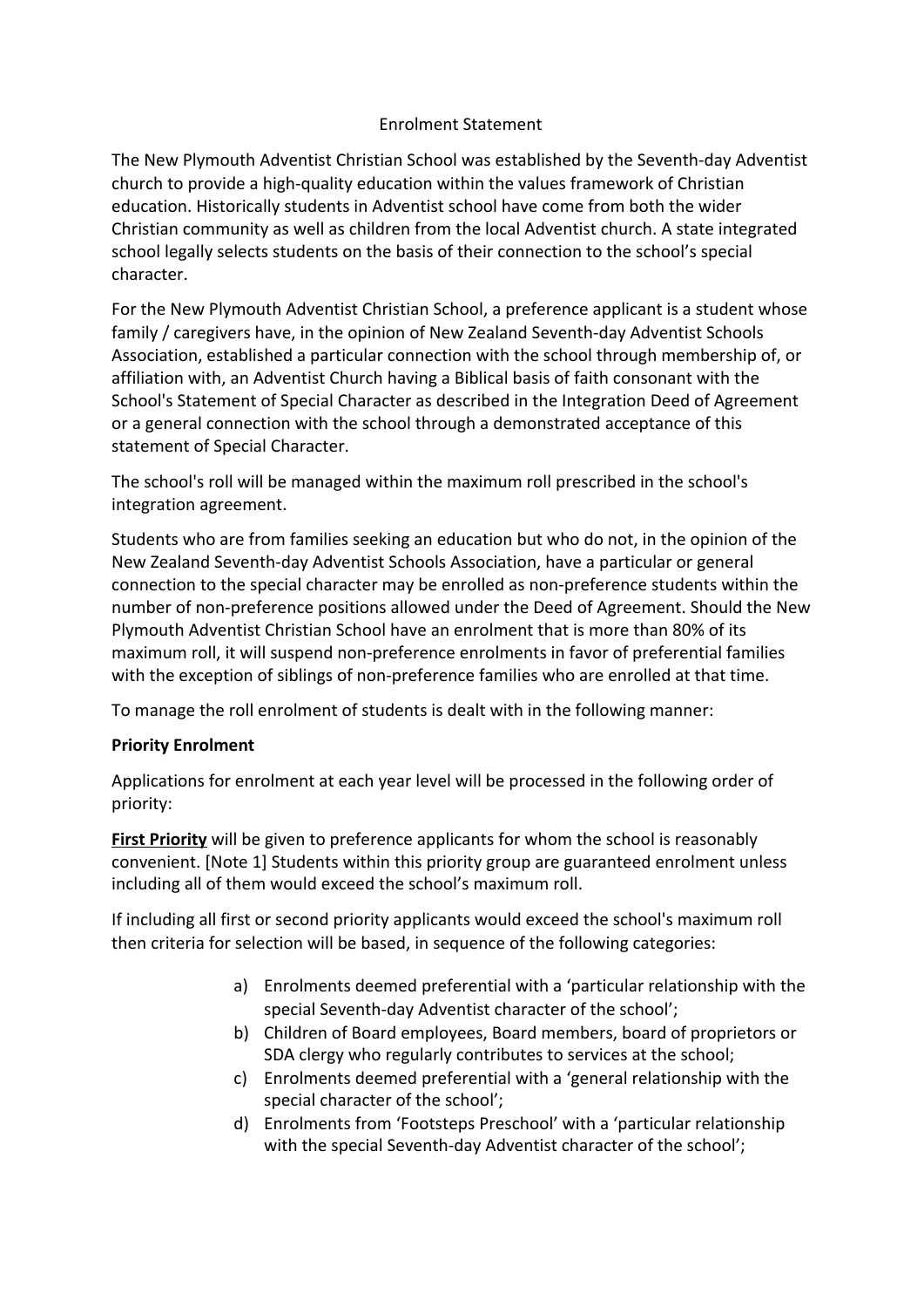# Enrolment Statement

The New Plymouth Adventist Christian School was established by the Seventh-day Adventist church to provide a high-quality education within the values framework of Christian education. Historically students in Adventist school have come from both the wider Christian community as well as children from the local Adventist church. A state integrated school legally selects students on the basis of their connection to the school's special character.

For the New Plymouth Adventist Christian School, a preference applicant is a student whose family / caregivers have, in the opinion of New Zealand Seventh-day Adventist Schools Association, established a particular connection with the school through membership of, or affiliation with, an Adventist Church having a Biblical basis of faith consonant with the School's Statement of Special Character as described in the Integration Deed of Agreement or a general connection with the school through a demonstrated acceptance of this statement of Special Character.

The school's roll will be managed within the maximum roll prescribed in the school's integration agreement.

Students who are from families seeking an education but who do not, in the opinion of the New Zealand Seventh-day Adventist Schools Association, have a particular or general connection to the special character may be enrolled as non-preference students within the number of non-preference positions allowed under the Deed of Agreement. Should the New Plymouth Adventist Christian School have an enrolment that is more than 80% of its maximum roll, it will suspend non-preference enrolments in favor of preferential families with the exception of siblings of non-preference families who are enrolled at that time.

To manage the roll enrolment of students is dealt with in the following manner:

**Priority Enrolment**

Applications for enrolment at each year level will be processed in the following order of priority:

**First Priority** will be given to preference applicants for whom the school is reasonably convenient. [Note 1] Students within this priority group are guaranteed enrolment unless including all of them would exceed the school's maximum roll.

If including all first or second priority applicants would exceed the school's maximum roll then criteria for selection will be based, in sequence of the following categories:

a) Enrolments deemed preferential with a 'particular relationship with the special Seventh-day Adventist character of the school';
b) Children of Board employees, Board members, board of proprietors or SDA clergy who regularly contributes to services at the school;
c) Enrolments deemed preferential with a 'general relationship with the special character of the school';
d) Enrolments from 'Footsteps Preschool' with a 'particular relationship with the special Seventh-day Adventist character of the school';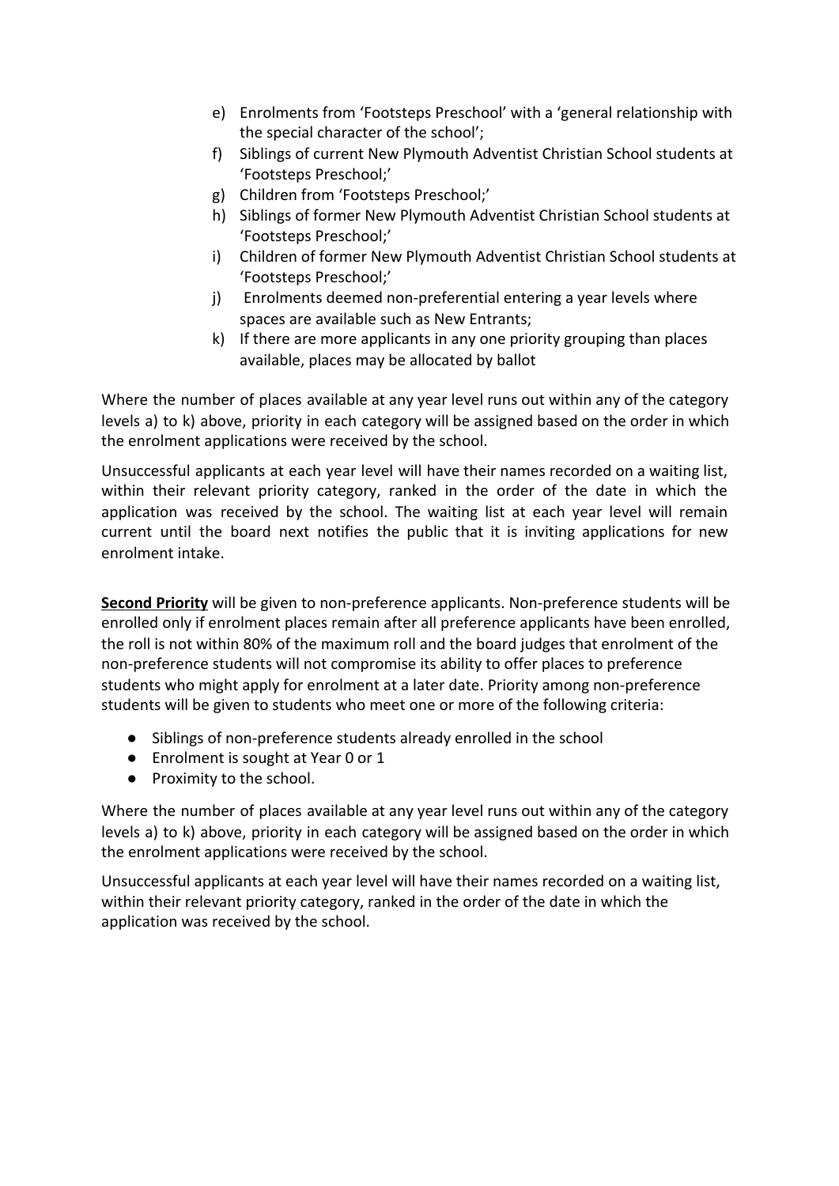e) Enrolments from 'Footsteps Preschool' with a 'general relationship with the special character of the school';
f) Siblings of current New Plymouth Adventist Christian School students at 'Footsteps Preschool;'
g) Children from 'Footsteps Preschool;'
h) Siblings of former New Plymouth Adventist Christian School students at 'Footsteps Preschool;'
i) Children of former New Plymouth Adventist Christian School students at 'Footsteps Preschool;'
j) Enrolments deemed non-preferential entering a year levels where spaces are available such as New Entrants;
k) If there are more applicants in any one priority grouping than places available, places may be allocated by ballot

Where the number of places available at any year level runs out within any of the category levels a) to k) above, priority in each category will be assigned based on the order in which the enrolment applications were received by the school.

Unsuccessful applicants at each year level will have their names recorded on a waiting list, within their relevant priority category, ranked in the order of the date in which the application was received by the school. The waiting list at each year level will remain current until the board next notifies the public that it is inviting applications for new enrolment intake.

**Second Priority** will be given to non-preference applicants. Non-preference students will be enrolled only if enrolment places remain after all preference applicants have been enrolled, the roll is not within 80% of the maximum roll and the board judges that enrolment of the non-preference students will not compromise its ability to offer places to preference students who might apply for enrolment at a later date. Priority among non-preference students will be given to students who meet one or more of the following criteria:

- Siblings of non-preference students already enrolled in the school
- Enrolment is sought at Year 0 or 1
- Proximity to the school.

Where the number of places available at any year level runs out within any of the category levels a) to k) above, priority in each category will be assigned based on the order in which the enrolment applications were received by the school.

Unsuccessful applicants at each year level will have their names recorded on a waiting list, within their relevant priority category, ranked in the order of the date in which the application was received by the school.